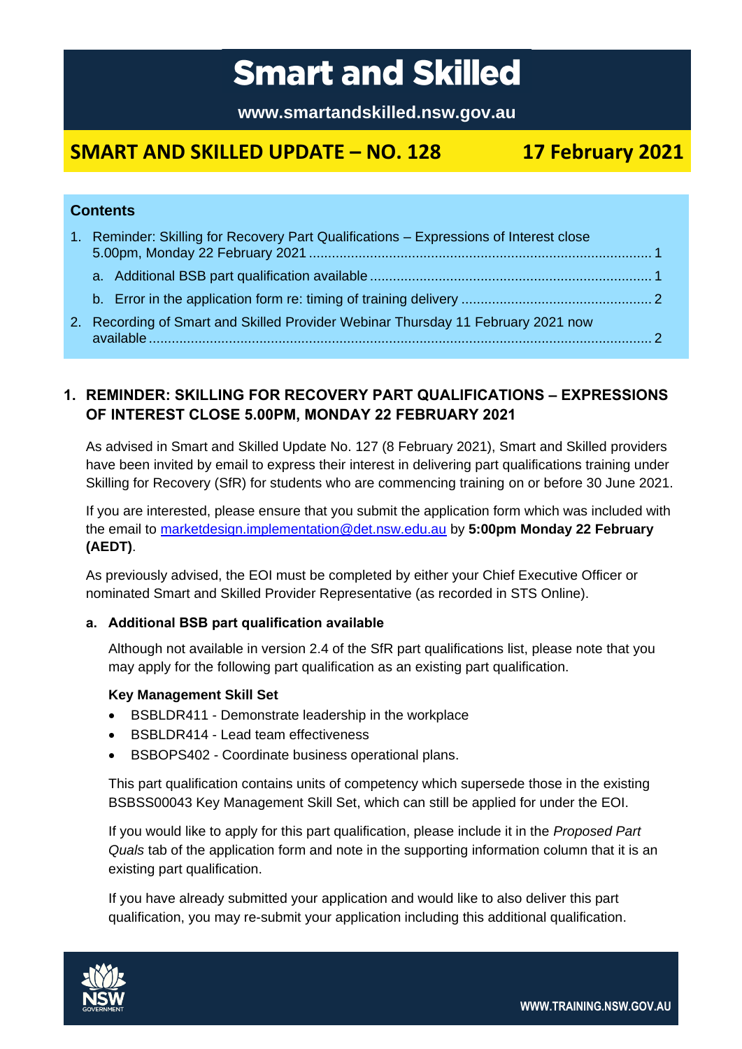# Smart and Skilled

**www.smartandskilled.nsw.gov.au**

## SMART AND SKILLED UPDATE – NO. 128 — 17 February 2021

**Contents**

1. Reminder: Skilling for Recovery Part Qualifications – Expressions of Interest close 5.00pm, Monday 22 February 2021 ........ 1
   a. Additional BSB part qualification available ........ 1
   b. Error in the application form re: timing of training delivery ........ 2
2. Recording of Smart and Skilled Provider Webinar Thursday 11 February 2021 now available ........ 2

## 1. REMINDER: SKILLING FOR RECOVERY PART QUALIFICATIONS – EXPRESSIONS OF INTEREST CLOSE 5.00PM, MONDAY 22 FEBRUARY 2021

As advised in Smart and Skilled Update No. 127 (8 February 2021), Smart and Skilled providers have been invited by email to express their interest in delivering part qualifications training under Skilling for Recovery (SfR) for students who are commencing training on or before 30 June 2021.

If you are interested, please ensure that you submit the application form which was included with the email to marketdesign.implementation@det.nsw.edu.au by **5:00pm Monday 22 February (AEDT)**.

As previously advised, the EOI must be completed by either your Chief Executive Officer or nominated Smart and Skilled Provider Representative (as recorded in STS Online).

### a. Additional BSB part qualification available

Although not available in version 2.4 of the SfR part qualifications list, please note that you may apply for the following part qualification as an existing part qualification.

**Key Management Skill Set**

- BSBLDR411 - Demonstrate leadership in the workplace
- BSBLDR414 - Lead team effectiveness
- BSBOPS402 - Coordinate business operational plans.

This part qualification contains units of competency which supersede those in the existing BSBSS00043 Key Management Skill Set, which can still be applied for under the EOI.

If you would like to apply for this part qualification, please include it in the *Proposed Part Quals* tab of the application form and note in the supporting information column that it is an existing part qualification.

If you have already submitted your application and would like to also deliver this part qualification, you may re-submit your application including this additional qualification.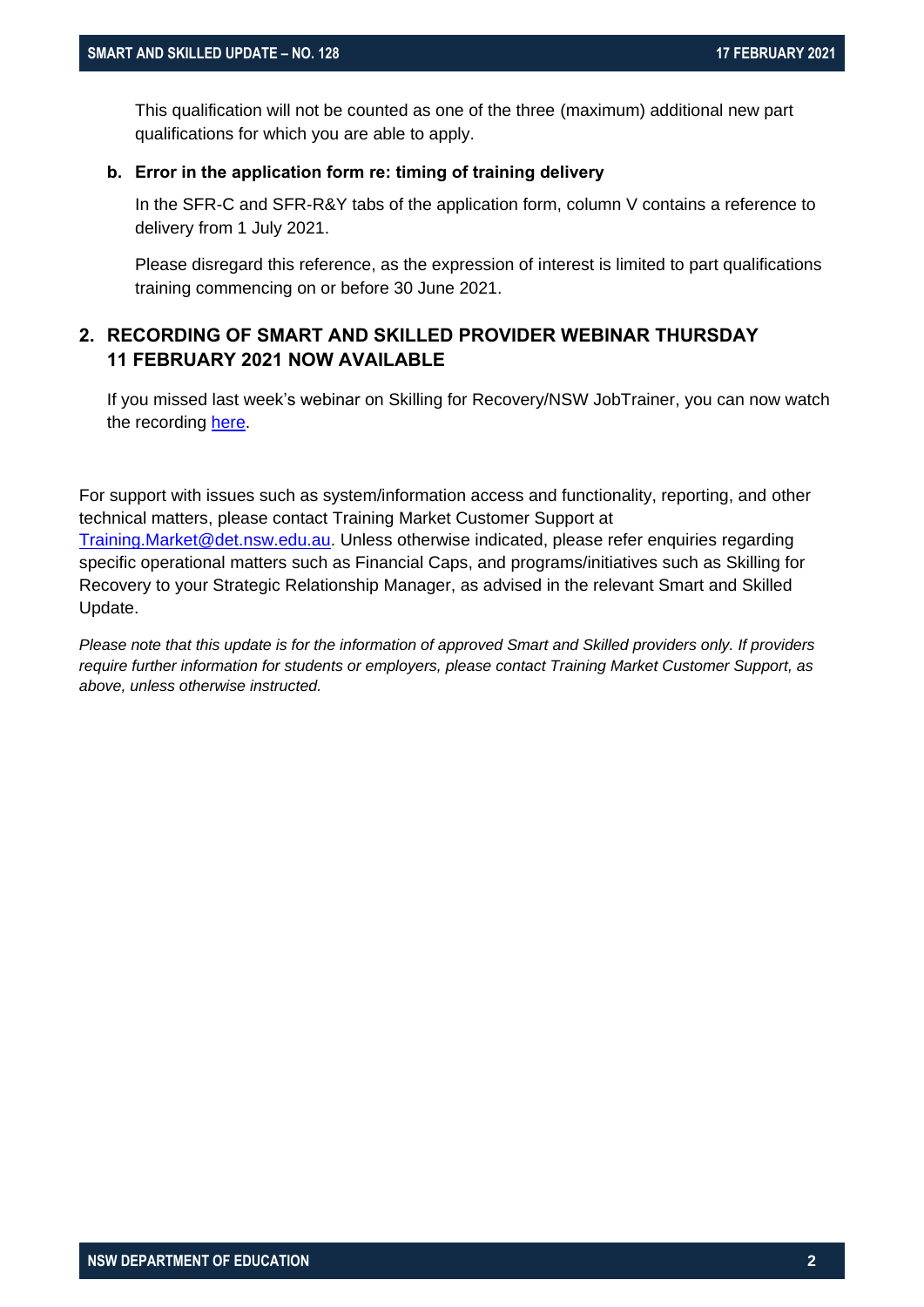This qualification will not be counted as one of the three (maximum) additional new part qualifications for which you are able to apply.

**b. Error in the application form re: timing of training delivery**

In the SFR-C and SFR-R&Y tabs of the application form, column V contains a reference to delivery from 1 July 2021.

Please disregard this reference, as the expression of interest is limited to part qualifications training commencing on or before 30 June 2021.

## 2. RECORDING OF SMART AND SKILLED PROVIDER WEBINAR THURSDAY 11 FEBRUARY 2021 NOW AVAILABLE

If you missed last week's webinar on Skilling for Recovery/NSW JobTrainer, you can now watch the recording here.

For support with issues such as system/information access and functionality, reporting, and other technical matters, please contact Training Market Customer Support at Training.Market@det.nsw.edu.au. Unless otherwise indicated, please refer enquiries regarding specific operational matters such as Financial Caps, and programs/initiatives such as Skilling for Recovery to your Strategic Relationship Manager, as advised in the relevant Smart and Skilled Update.

*Please note that this update is for the information of approved Smart and Skilled providers only. If providers require further information for students or employers, please contact Training Market Customer Support, as above, unless otherwise instructed.*